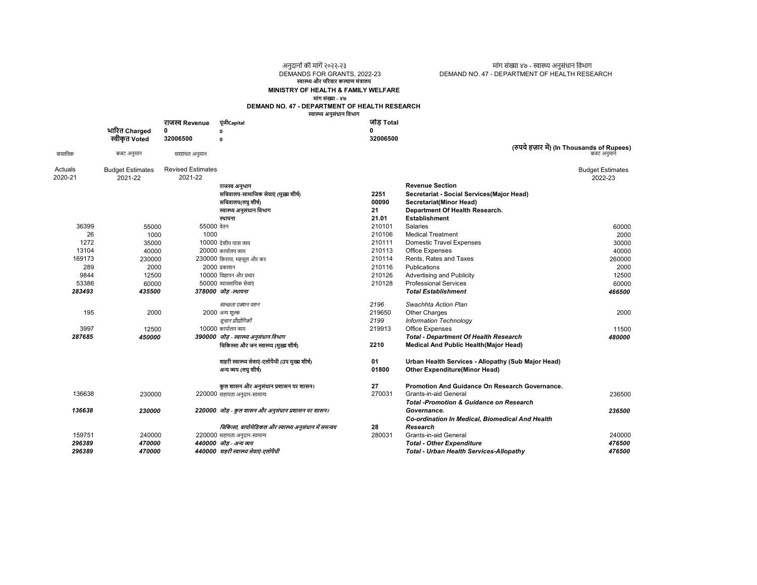अनुदानों की मांगें २०२२-२३
DEMANDS FOR GRANTS, 2022-23

मांग संख्या ४७ - स्वास्थ्य अनुसंधान विभाग
DEMAND NO. 47 - DEPARTMENT OF HEALTH RESEARCH

स्वास्थ्य और परिवार कल्याण मंत्रालय
**MINISTRY OF HEALTH & FAMILY WELFARE**

मांग संख्या - ४७
**DEMAND NO. 47 - DEPARTMENT OF HEALTH RESEARCH**

स्वास्थ्य अनुसंधान विभाग

| | राजस्व Revenue | पूंजीCapital | जोड़ Total |
|---|---|---|---|
| भारित Charged | 0 | 0 | 0 |
| स्वीकृत Voted | 32006500 | 0 | 32006500 |

(रुपये हज़ार में) (In Thousands of Rupees)

| वास्तविक Actuals 2020-21 | बजट अनुमान Budget Estimates 2021-22 | संशोधित अनुमान Revised Estimates 2021-22 | | | | बजट अनुमान Budget Estimates 2022-23 |
|---|---|---|---|---|---|---|
| | | | राजस्व अनुभाग | | **Revenue Section** | |
| | | | सचिवालय-सामाजिक सेवाएं (मुख्य शीर्ष) | 2251 | **Secretariat - Social Services(Major Head)** | |
| | | | सचिवालय(लघु शीर्ष) | 00090 | **Secretariat(Minor Head)** | |
| | | | स्वास्थ्य अनुसंधान विभाग | 21 | **Department Of Health Research.** | |
| | | | स्थापना | 21.01 | **Establishment** | |
| 36399 | 55000 | 55000 | वेतन | 210101 | Salaries | 60000 |
| 26 | 1000 | 1000 | | 210106 | Medical Treatment | 2000 |
| 1272 | 35000 | 10000 | देशीय यात्रा व्यय | 210111 | Domestic Travel Expenses | 30000 |
| 13104 | 40000 | 20000 | कार्यालय व्यय | 210113 | Office Expenses | 40000 |
| 169173 | 230000 | 230000 | किराया, महसूल और कर | 210114 | Rents, Rates and Taxes | 260000 |
| 289 | 2000 | 2000 | प्रकाशन | 210116 | Publications | 2000 |
| 9844 | 12500 | 10000 | विज्ञापन और प्रचार | 210126 | Advertising and Publicity | 12500 |
| 53386 | 60000 | 50000 | व्यावसायिक सेवाएं | 210128 | Professional Services | 60000 |
| ***283493*** | ***435500*** | ***378000*** | ***जोड़ -स्थापना*** | | ***Total Establishment*** | ***466500*** |
| | | | *स्वच्छता एक्शन प्लान* | *2196* | *Swachhta Action Plan* | |
| 195 | 2000 | 2000 | अन्य शुल्क | 219650 | Other Charges | 2000 |
| | | | *सूचना प्रौद्योगिकी* | *2199* | *Information Technology* | |
| 3997 | 12500 | 10000 | कार्यालय व्यय | 219913 | Office Expenses | 11500 |
| ***287685*** | ***450000*** | ***390000*** | ***जोड़ - स्वास्थ्य अनुसंधान विभाग*** | | ***Total - Department Of Health Research*** | ***480000*** |
| | | | चिकित्सा और जन स्वास्थ्य (मुख्य शीर्ष) | 2210 | **Medical And Public Health(Major Head)** | |
| | | | शहरी स्वास्थ्य सेवाएं-एलोपैथी (उप मुख्य शीर्ष) | 01 | **Urban Health Services - Allopathy (Sub Major Head)** | |
| | | | अन्य व्यय (लघु शीर्ष) | 01800 | **Other Expenditure(Minor Head)** | |
| | | | कुल शासन और अनुसंधान प्रशासन पर शासन। | 27 | **Promotion And Guidance On Research Governance.** | |
| 136638 | 230000 | 220000 | सहायता अनुदान-सामान्य | 270031 | Grants-in-aid General | 236500 |
| ***136638*** | ***230000*** | ***220000*** | ***जोड़ - कुल शासन और अनुसंधान प्रशासन पर शासन।*** | | ***Total -Promotion & Guidance on Research Governance.*** | ***236500*** |
| | | | *चिकित्सा, बायोमेडिकल और स्वास्थ्य अनुसंधान में समन्वय* | 28 | ***Co-ordination In Medical, Biomedical And Health Research*** | |
| 159751 | 240000 | 220000 | सहायता अनुदान-सामान्य | 280031 | Grants-in-aid General | 240000 |
| ***296389*** | ***470000*** | ***440000*** | ***जोड़ - अन्य व्यय*** | | ***Total - Other Expenditure*** | ***476500*** |
| ***296389*** | ***470000*** | ***440000*** | ***शहरी स्वास्थ्य सेवाएं-एलोपैथी*** | | ***Total - Urban Health Services-Allopathy*** | ***476500*** |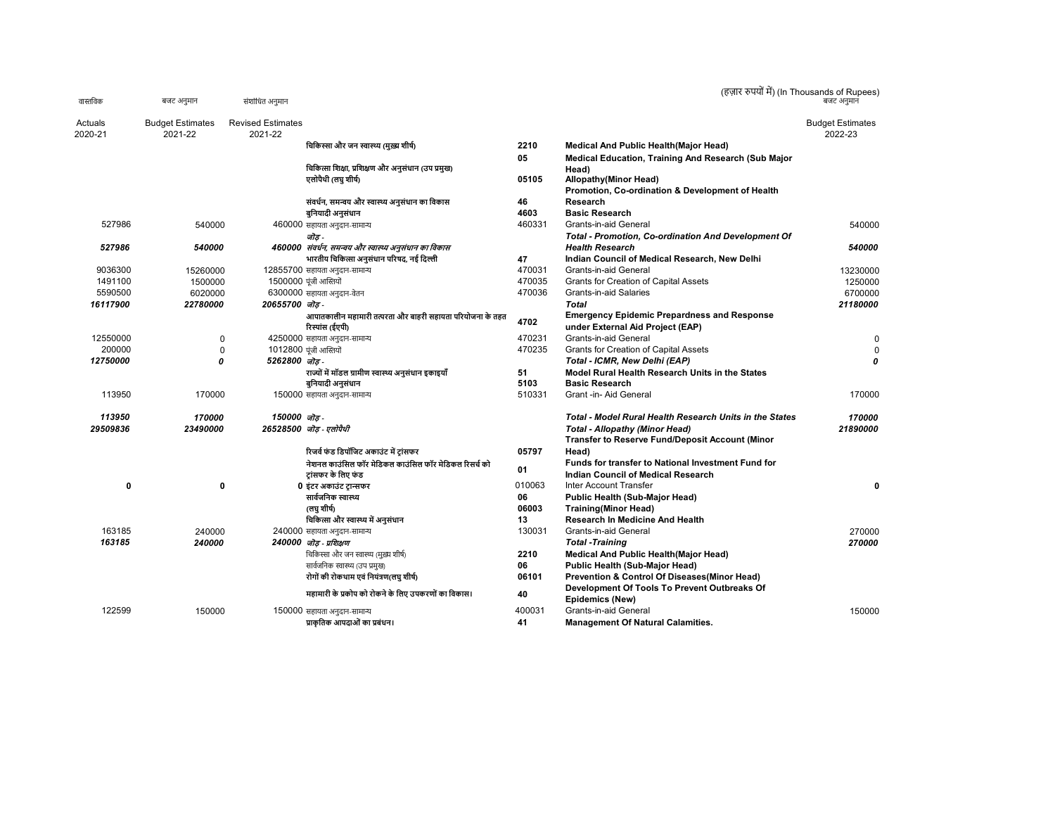(हज़ार रुपयों में) (In Thousands of Rupees)

| वास्तविक Actuals 2020-21 | बजट अनुमान Budget Estimates 2021-22 | संशोधित अनुमान Revised Estimates 2021-22 | | | | बजट अनुमान Budget Estimates 2022-23 |
|---|---|---|---|---|---|---|
| | | | **चिकित्सा और जन स्वास्थ्य (मुख्य शीर्ष)** | **2210** | **Medical And Public Health(Major Head)** | |
| | | | **चिकित्सा शिक्षा, प्रशिक्षण और अनुसंधान (उप प्रमुख)** | **05** | **Medical Education, Training And Research (Sub Major Head)** | |
| | | | **एलोपैथी (लघु शीर्ष)** | **05105** | **Allopathy(Minor Head)** | |
| | | | **संवर्धन, समन्वय और स्वास्थ्य अनुसंधान का विकास** | **46** | **Promotion, Co-ordination & Development of Health Research** | |
| | | | **बुनियादी अनुसंधान** | **4603** | **Basic Research** | |
| 527986 | 540000 | 460000 | सहायता अनुदान-सामान्य | 460331 | Grants-in-aid General | 540000 |
| ***527986*** | ***540000*** | ***460000*** | ***जोड़ - संवर्धन, समन्वय और स्वास्थ्य अनुसंधान का विकास*** | | ***Total - Promotion, Co-ordination And Development Of Health Research*** | ***540000*** |
| | | | **भारतीय चिकित्सा अनुसंधान परिषद, नई दिल्ली** | **47** | **Indian Council of Medical Research, New Delhi** | |
| 9036300 | 15260000 | 12855700 | सहायता अनुदान-सामान्य | 470031 | Grants-in-aid General | 13230000 |
| 1491100 | 1500000 | 1500000 | पूंजी आस्तियों | 470035 | Grants for Creation of Capital Assets | 1250000 |
| 5590500 | 6020000 | 6300000 | सहायता अनुदान-वेतन | 470036 | Grants-in-aid Salaries | 6700000 |
| ***16117900*** | ***22780000*** | ***20655700*** | ***जोड़ -*** | | ***Total*** | ***21180000*** |
| | | | **आपातकालीन महामारी तत्परता और बाहरी सहायता परियोजना के तहत रिस्पांस (ईएपी)** | **4702** | **Emergency Epidemic Prepardness and Response under External Aid Project (EAP)** | |
| 12550000 | 0 | 4250000 | सहायता अनुदान-सामान्य | 470231 | Grants-in-aid General | 0 |
| 200000 | 0 | 1012800 | पूंजी आस्तियों | 470235 | Grants for Creation of Capital Assets | 0 |
| ***12750000*** | ***0*** | ***5262800*** | ***जोड़ -*** | | ***Total - ICMR, New Delhi (EAP)*** | ***0*** |
| | | | **राज्यों में मॉडल ग्रामीण स्वास्थ्य अनुसंधान इकाइयाँ** | **51** | **Model Rural Health Research Units in the States** | |
| | | | **बुनियादी अनुसंधान** | **5103** | **Basic Research** | |
| 113950 | 170000 | 150000 | सहायता अनुदान-सामान्य | 510331 | Grant -in- Aid General | 170000 |
| ***113950*** | ***170000*** | ***150000*** | ***जोड़ -*** | | ***Total - Model Rural Health Research Units in the States*** | ***170000*** |
| ***29509836*** | ***23490000*** | ***26528500*** | ***जोड़ - एलोपैथी*** | | ***Total - Allopathy (Minor Head)*** | ***21890000*** |
| | | | **रिजर्व फंड डिपॉजिट अकाउंट में ट्रांसफर** | **05797** | **Transfer to Reserve Fund/Deposit Account (Minor Head)** | |
| | | | **नेशनल काउंसिल फॉर मेडिकल काउंसिल फॉर मेडिकल रिसर्च को ट्रांसफर के लिए फंड** | **01** | **Funds for transfer to National Investment Fund for Indian Council of Medical Research** | |
| **0** | **0** | **0** | **इंटर अकाउंट ट्रान्सफर** | 010063 | Inter Account Transfer | **0** |
| | | | **सार्वजनिक स्वास्थ्य** | **06** | **Public Health (Sub-Major Head)** | |
| | | | **(लघु शीर्ष)** | **06003** | **Training(Minor Head)** | |
| | | | **चिकित्सा और स्वास्थ्य में अनुसंधान** | **13** | **Research In Medicine And Health** | |
| 163185 | 240000 | 240000 | सहायता अनुदान-सामान्य | 130031 | Grants-in-aid General | 270000 |
| ***163185*** | ***240000*** | ***240000*** | ***जोड़ - प्रशिक्षण*** | | ***Total -Training*** | ***270000*** |
| | | | चिकित्सा और जन स्वास्थ्य (मुख्य शीर्ष) | **2210** | **Medical And Public Health(Major Head)** | |
| | | | सार्वजनिक स्वास्थ्य (उप प्रमुख) | **06** | **Public Health (Sub-Major Head)** | |
| | | | **रोगों की रोकथाम एवं नियंत्रण(लघु शीर्ष)** | **06101** | **Prevention & Control Of Diseases(Minor Head)** | |
| | | | **महामारी के प्रकोप को रोकने के लिए उपकरणों का विकास।** | **40** | **Development Of Tools To Prevent Outbreaks Of Epidemics (New)** | |
| 122599 | 150000 | 150000 | सहायता अनुदान-सामान्य | 400031 | Grants-in-aid General | 150000 |
| | | | **प्राकृतिक आपदाओं का प्रबंधन।** | **41** | **Management Of Natural Calamities.** | |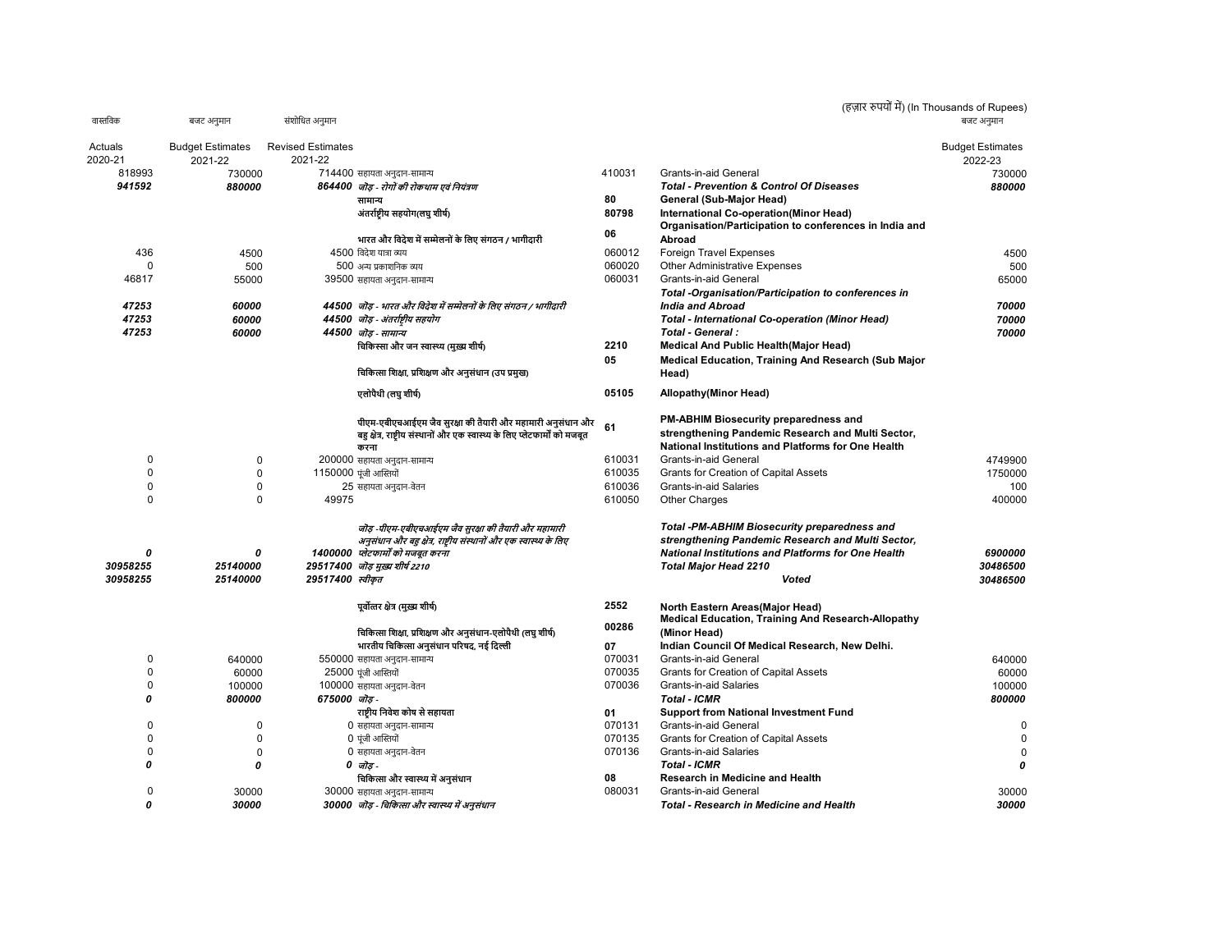(हज़ार रुपयों में) (In Thousands of Rupees)

| वास्तविक Actuals 2020-21 | बजट अनुमान Budget Estimates 2021-22 | संशोधित अनुमान Revised Estimates 2021-22 | | | | बजट अनुमान Budget Estimates 2022-23 |
|---|---|---|---|---|---|---|
| 818993 | 730000 | 714400 | सहायता अनुदान-सामान्य | 410031 | Grants-in-aid General | 730000 |
| ***941592*** | ***880000*** | ***864400*** | ***जोड़ - रोगों की रोकथाम एवं नियंत्रण*** | | ***Total - Prevention & Control Of Diseases*** | ***880000*** |
| | | | **सामान्य** | **80** | **General (Sub-Major Head)** | |
| | | | **अंतर्राष्ट्रीय सहयोग(लघु शीर्ष)** | **80798** | **International Co-operation(Minor Head)** | |
| | | | **भारत और विदेश में सम्मेलनों के लिए संगठन / भागीदारी** | **06** | **Organisation/Participation to conferences in India and Abroad** | |
| 436 | 4500 | 4500 | विदेश यात्रा व्यय | 060012 | Foreign Travel Expenses | 4500 |
| 0 | 500 | 500 | अन्य प्रकाशनिक व्यय | 060020 | Other Administrative Expenses | 500 |
| 46817 | 55000 | 39500 | सहायता अनुदान-सामान्य | 060031 | Grants-in-aid General | 65000 |
| ***47253*** | ***60000*** | ***44500*** | ***जोड़ - भारत और विदेश में सम्मेलनों के लिए संगठन / भागीदारी*** | | ***Total -Organisation/Participation to conferences in India and Abroad*** | ***70000*** |
| ***47253*** | ***60000*** | ***44500*** | ***जोड़ - अंतर्राष्ट्रीय सहयोग*** | | ***Total - International Co-operation (Minor Head)*** | ***70000*** |
| ***47253*** | ***60000*** | ***44500*** | ***जोड़ - सामान्य*** | | ***Total - General :*** | ***70000*** |
| | | | **चिकित्सा और जन स्वास्थ्य (मुख्य शीर्ष)** | **2210** | **Medical And Public Health(Major Head)** | |
| | | | **चिकित्सा शिक्षा, प्रशिक्षण और अनुसंधान (उप प्रमुख)** | **05** | **Medical Education, Training And Research (Sub Major Head)** | |
| | | | **एलोपैथी (लघु शीर्ष)** | **05105** | **Allopathy(Minor Head)** | |
| | | | **पीएम-एबीएचआईएम जैव सुरक्षा की तैयारी और महामारी अनुसंधान और बहु क्षेत्र, राष्ट्रीय संस्थानों और एक स्वास्थ्य के लिए प्लेटफार्मों को मजबूत करना** | **61** | **PM-ABHIM Biosecurity preparedness and strengthening Pandemic Research and Multi Sector, National Institutions and Platforms for One Health** | |
| 0 | 0 | 200000 | सहायता अनुदान-सामान्य | 610031 | Grants-in-aid General | 4749900 |
| 0 | 0 | 1150000 | पूंजी आस्तियों | 610035 | Grants for Creation of Capital Assets | 1750000 |
| 0 | 0 | 25 | सहायता अनुदान-वेतन | 610036 | Grants-in-aid Salaries | 100 |
| 0 | 0 | 49975 | | 610050 | Other Charges | 400000 |
| ***0*** | ***0*** | ***1400000*** | ***जोड़ -पीएम-एबीएचआईएम जैव सुरक्षा की तैयारी और महामारी अनुसंधान और बहु क्षेत्र, राष्ट्रीय संस्थानों और एक स्वास्थ्य के लिए प्लेटफार्मों को मजबूत करना*** | | ***Total -PM-ABHIM Biosecurity preparedness and strengthening Pandemic Research and Multi Sector, National Institutions and Platforms for One Health*** | ***6900000*** |
| ***30958255*** | ***25140000*** | ***29517400*** | ***जोड़ मुख्य शीर्ष 2210*** | | ***Total Major Head 2210*** | ***30486500*** |
| ***30958255*** | ***25140000*** | ***29517400*** | ***स्वीकृत*** | | ***Voted*** | ***30486500*** |
| | | | **पूर्वोत्तर क्षेत्र (मुख्य शीर्ष)** | **2552** | **North Eastern Areas(Major Head)** | |
| | | | **चिकित्सा शिक्षा, प्रशिक्षण और अनुसंधान-एलोपैथी (लघु शीर्ष)** | **00286** | **Medical Education, Training And Research-Allopathy (Minor Head)** | |
| | | | **भारतीय चिकित्सा अनुसंधान परिषद, नई दिल्ली** | **07** | **Indian Council Of Medical Research, New Delhi.** | |
| 0 | 640000 | 550000 | सहायता अनुदान-सामान्य | 070031 | Grants-in-aid General | 640000 |
| 0 | 60000 | 25000 | पूंजी आस्तियों | 070035 | Grants for Creation of Capital Assets | 60000 |
| 0 | 100000 | 100000 | सहायता अनुदान-वेतन | 070036 | Grants-in-aid Salaries | 100000 |
| ***0*** | ***800000*** | ***675000*** | ***जोड़ -*** | | ***Total - ICMR*** | ***800000*** |
| | | | **राष्ट्रीय निवेश कोष से सहायता** | **01** | **Support from National Investment Fund** | |
| 0 | 0 | 0 | सहायता अनुदान-सामान्य | 070131 | Grants-in-aid General | 0 |
| 0 | 0 | 0 | पूंजी आस्तियों | 070135 | Grants for Creation of Capital Assets | 0 |
| 0 | 0 | 0 | सहायता अनुदान-वेतन | 070136 | Grants-in-aid Salaries | 0 |
| ***0*** | ***0*** | ***0*** | ***जोड़ -*** | | ***Total - ICMR*** | ***0*** |
| | | | **चिकित्सा और स्वास्थ्य में अनुसंधान** | **08** | **Research in Medicine and Health** | |
| 0 | 30000 | 30000 | सहायता अनुदान-सामान्य | 080031 | Grants-in-aid General | 30000 |
| ***0*** | ***30000*** | ***30000*** | ***जोड़ - चिकित्सा और स्वास्थ्य में अनुसंधान*** | | ***Total - Research in Medicine and Health*** | ***30000*** |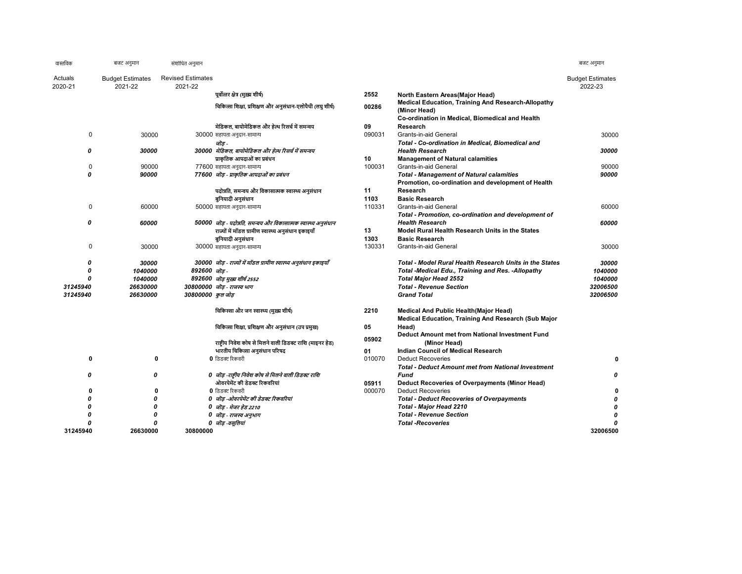| वास्तविक Actuals 2020-21 | बजट अनुमान Budget Estimates 2021-22 | संशोधित अनुमान Revised Estimates 2021-22 | | | | बजट अनुमान Budget Estimates 2022-23 |
|---|---|---|---|---|---|---|
| | | | पूर्वोत्तर क्षेत्र (मुख्य शीर्ष) | 2552 | **North Eastern Areas(Major Head)** | |
| | | | चिकित्सा शिक्षा, प्रशिक्षण और अनुसंधान-एलोपैथी (लघु शीर्ष) | 00286 | **Medical Education, Training And Research-Allopathy (Minor Head)** | |
| | | | मेडिकल, बायोमेडिकल और हेल्थ रिसर्च में समन्वय | 09 | **Co-ordination in Medical, Biomedical and Health Research** | |
| 0 | 30000 | 30000 | सहायता अनुदान-सामान्य | 090031 | Grants-in-aid General | 30000 |
| *0* | *30000* | *30000* | *जोड़ - मेडिकल, बायोमेडिकल और हेल्थ रिसर्च में समन्वय* | | ***Total - Co-ordination in Medical, Biomedical and Health Research*** | ***30000*** |
| | | | प्राकृतिक आपदाओं का प्रबंधन | 10 | **Management of Natural calamities** | |
| 0 | 90000 | 77600 | सहायता अनुदान-सामान्य | 100031 | Grants-in-aid General | 90000 |
| *0* | *90000* | *77600* | *जोड़ - प्राकृतिक आपदाओं का प्रबंधन* | | ***Total - Management of Natural calamities*** | ***90000*** |
| | | | पदोन्नति, समन्वय और विकासात्मक स्वास्थ्य अनुसंधान | 11 | **Promotion, co-ordination and development of Health Research** | |
| | | | बुनियादी अनुसंधान | 1103 | **Basic Research** | |
| 0 | 60000 | 50000 | सहायता अनुदान-सामान्य | 110331 | Grants-in-aid General | 60000 |
| *0* | *60000* | *50000* | *जोड़ - पदोन्नति, समन्वय और विकासात्मक स्वास्थ्य अनुसंधान* | | ***Total - Promotion, co-ordination and development of Health Research*** | ***60000*** |
| | | | राज्यों में मॉडल ग्रामीण स्वास्थ्य अनुसंधान इकाइयाँ | 13 | **Model Rural Health Research Units in the States** | |
| | | | बुनियादी अनुसंधान | 1303 | **Basic Research** | |
| 0 | 30000 | 30000 | सहायता अनुदान-सामान्य | 130331 | Grants-in-aid General | 30000 |
| *0* | *30000* | *30000* | *जोड़ - राज्यों में मॉडल ग्रामीण स्वास्थ्य अनुसंधान इकाइयाँ* | | ***Total - Model Rural Health Research Units in the States*** | ***30000*** |
| *0* | *1040000* | *892600* | *जोड़ -* | | ***Total -Medical Edu., Training and Res. -Allopathy*** | ***1040000*** |
| *0* | *1040000* | *892600* | *जोड़ मुख्य शीर्ष 2552* | | ***Total Major Head 2552*** | ***1040000*** |
| *31245940* | *26630000* | *30800000* | *जोड़ - राजस्व भाग* | | ***Total - Revenue Section*** | ***32006500*** |
| *31245940* | *26630000* | *30800000* | *कुल जोड़* | | ***Grand Total*** | ***32006500*** |
| | | | चिकित्सा और जन स्वास्थ्य (मुख्य शीर्ष) | 2210 | **Medical And Public Health(Major Head)** | |
| | | | चिकित्सा शिक्षा, प्रशिक्षण और अनुसंधान (उप प्रमुख) | 05 | **Medical Education, Training And Research (Sub Major Head)** | |
| | | | राष्ट्रीय निवेश कोष से मिलने वाली डिडक्ट राशि (माइनर हेड) | 05902 | **Deduct Amount met from National Investment Fund (Minor Head)** | |
| | | | भारतीय चिकित्सा अनुसंधान परिषद | 01 | **Indian Council of Medical Research** | |
| **0** | **0** | **0** | डिडक्ट रिकवरी | 010070 | Deduct Recoveries | **0** |
| *0* | *0* | *0* | *जोड़ -राष्ट्रीय निवेश कोष से मिलने वाली डिडक्ट राशि* | | ***Total - Deduct Amount met from National Investment Fund*** | ***0*** |
| | | | ओवरपेमेंट की डेडक्ट रिकवरियां | 05911 | **Deduct Recoveries of Overpayments (Minor Head)** | |
| **0** | **0** | **0** | डिडक्ट रिकवरी | 000070 | Deduct Recoveries | **0** |
| *0* | *0* | *0* | *जोड़ -ओवरपेमेंट की डेडक्ट रिकवरियां* | | ***Total - Deduct Recoveries of Overpayments*** | ***0*** |
| *0* | *0* | *0* | *जोड़ - मेजर हेड 2210* | | ***Total - Major Head 2210*** | ***0*** |
| *0* | *0* | *0* | *जोड़ - राजस्व अनुभाग* | | ***Total - Revenue Section*** | ***0*** |
| *0* | *0* | *0* | *जोड़ -वसूलियां* | | ***Total -Recoveries*** | ***0*** |
| **31245940** | **26630000** | **30800000** | | | | **32006500** |